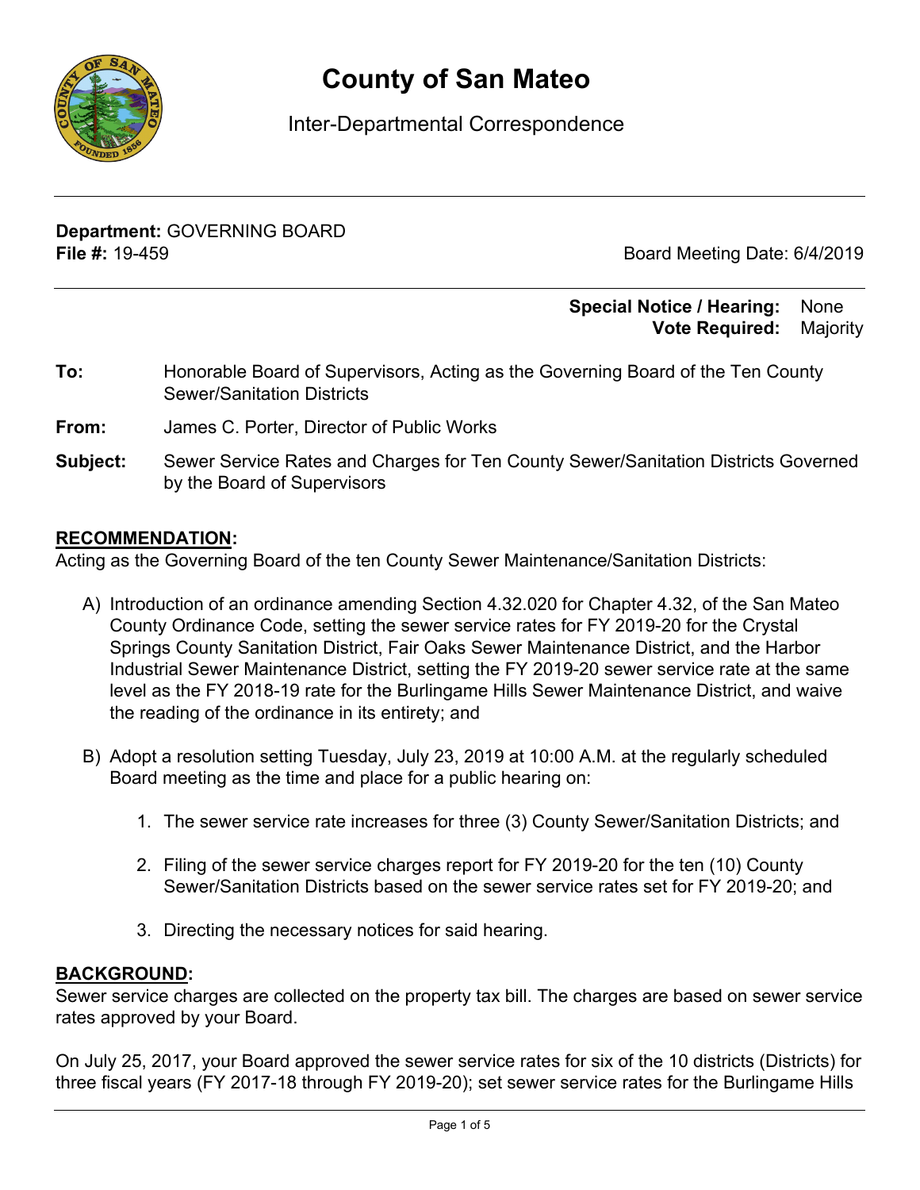# County of San Mateo

Inter-Departmental Correspondence

**Department:** GOVERNING BOARD
**File #:** 19-459

Board Meeting Date: 6/4/2019

**Special Notice / Hearing:** None
**Vote Required:** Majority

**To:** Honorable Board of Supervisors, Acting as the Governing Board of the Ten County Sewer/Sanitation Districts

**From:** James C. Porter, Director of Public Works

**Subject:** Sewer Service Rates and Charges for Ten County Sewer/Sanitation Districts Governed by the Board of Supervisors

**RECOMMENDATION:**

Acting as the Governing Board of the ten County Sewer Maintenance/Sanitation Districts:

A) Introduction of an ordinance amending Section 4.32.020 for Chapter 4.32, of the San Mateo County Ordinance Code, setting the sewer service rates for FY 2019-20 for the Crystal Springs County Sanitation District, Fair Oaks Sewer Maintenance District, and the Harbor Industrial Sewer Maintenance District, setting the FY 2019-20 sewer service rate at the same level as the FY 2018-19 rate for the Burlingame Hills Sewer Maintenance District, and waive the reading of the ordinance in its entirety; and

B) Adopt a resolution setting Tuesday, July 23, 2019 at 10:00 A.M. at the regularly scheduled Board meeting as the time and place for a public hearing on:

1. The sewer service rate increases for three (3) County Sewer/Sanitation Districts; and

2. Filing of the sewer service charges report for FY 2019-20 for the ten (10) County Sewer/Sanitation Districts based on the sewer service rates set for FY 2019-20; and

3. Directing the necessary notices for said hearing.

**BACKGROUND:**

Sewer service charges are collected on the property tax bill. The charges are based on sewer service rates approved by your Board.

On July 25, 2017, your Board approved the sewer service rates for six of the 10 districts (Districts) for three fiscal years (FY 2017-18 through FY 2019-20); set sewer service rates for the Burlingame Hills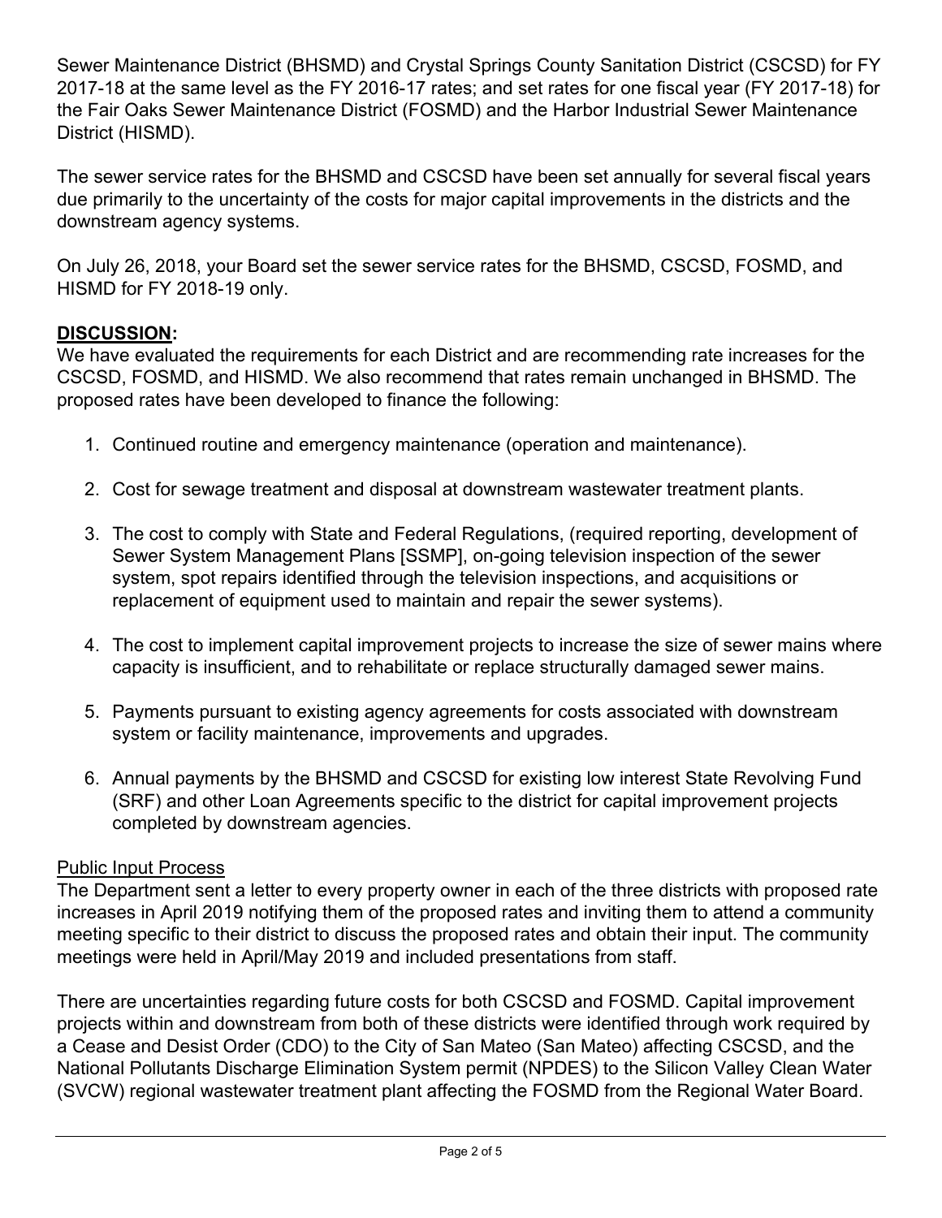Sewer Maintenance District (BHSMD) and Crystal Springs County Sanitation District (CSCSD) for FY 2017-18 at the same level as the FY 2016-17 rates; and set rates for one fiscal year (FY 2017-18) for the Fair Oaks Sewer Maintenance District (FOSMD) and the Harbor Industrial Sewer Maintenance District (HISMD).

The sewer service rates for the BHSMD and CSCSD have been set annually for several fiscal years due primarily to the uncertainty of the costs for major capital improvements in the districts and the downstream agency systems.

On July 26, 2018, your Board set the sewer service rates for the BHSMD, CSCSD, FOSMD, and HISMD for FY 2018-19 only.

**DISCUSSION:**

We have evaluated the requirements for each District and are recommending rate increases for the CSCSD, FOSMD, and HISMD. We also recommend that rates remain unchanged in BHSMD. The proposed rates have been developed to finance the following:

1. Continued routine and emergency maintenance (operation and maintenance).

2. Cost for sewage treatment and disposal at downstream wastewater treatment plants.

3. The cost to comply with State and Federal Regulations, (required reporting, development of Sewer System Management Plans [SSMP], on-going television inspection of the sewer system, spot repairs identified through the television inspections, and acquisitions or replacement of equipment used to maintain and repair the sewer systems).

4. The cost to implement capital improvement projects to increase the size of sewer mains where capacity is insufficient, and to rehabilitate or replace structurally damaged sewer mains.

5. Payments pursuant to existing agency agreements for costs associated with downstream system or facility maintenance, improvements and upgrades.

6. Annual payments by the BHSMD and CSCSD for existing low interest State Revolving Fund (SRF) and other Loan Agreements specific to the district for capital improvement projects completed by downstream agencies.

Public Input Process

The Department sent a letter to every property owner in each of the three districts with proposed rate increases in April 2019 notifying them of the proposed rates and inviting them to attend a community meeting specific to their district to discuss the proposed rates and obtain their input. The community meetings were held in April/May 2019 and included presentations from staff.

There are uncertainties regarding future costs for both CSCSD and FOSMD. Capital improvement projects within and downstream from both of these districts were identified through work required by a Cease and Desist Order (CDO) to the City of San Mateo (San Mateo) affecting CSCSD, and the National Pollutants Discharge Elimination System permit (NPDES) to the Silicon Valley Clean Water (SVCW) regional wastewater treatment plant affecting the FOSMD from the Regional Water Board.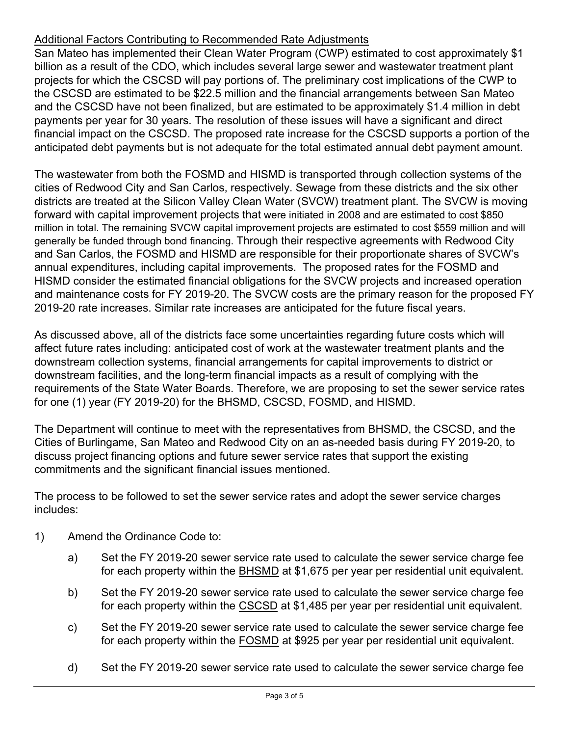<u>Additional Factors Contributing to Recommended Rate Adjustments</u>

San Mateo has implemented their Clean Water Program (CWP) estimated to cost approximately $1 billion as a result of the CDO, which includes several large sewer and wastewater treatment plant projects for which the CSCSD will pay portions of. The preliminary cost implications of the CWP to the CSCSD are estimated to be $22.5 million and the financial arrangements between San Mateo and the CSCSD have not been finalized, but are estimated to be approximately $1.4 million in debt payments per year for 30 years. The resolution of these issues will have a significant and direct financial impact on the CSCSD. The proposed rate increase for the CSCSD supports a portion of the anticipated debt payments but is not adequate for the total estimated annual debt payment amount.

The wastewater from both the FOSMD and HISMD is transported through collection systems of the cities of Redwood City and San Carlos, respectively. Sewage from these districts and the six other districts are treated at the Silicon Valley Clean Water (SVCW) treatment plant. The SVCW is moving forward with capital improvement projects that were initiated in 2008 and are estimated to cost $850 million in total. The remaining SVCW capital improvement projects are estimated to cost $559 million and will generally be funded through bond financing. Through their respective agreements with Redwood City and San Carlos, the FOSMD and HISMD are responsible for their proportionate shares of SVCW's annual expenditures, including capital improvements. The proposed rates for the FOSMD and HISMD consider the estimated financial obligations for the SVCW projects and increased operation and maintenance costs for FY 2019-20. The SVCW costs are the primary reason for the proposed FY 2019-20 rate increases. Similar rate increases are anticipated for the future fiscal years.

As discussed above, all of the districts face some uncertainties regarding future costs which will affect future rates including: anticipated cost of work at the wastewater treatment plants and the downstream collection systems, financial arrangements for capital improvements to district or downstream facilities, and the long-term financial impacts as a result of complying with the requirements of the State Water Boards. Therefore, we are proposing to set the sewer service rates for one (1) year (FY 2019-20) for the BHSMD, CSCSD, FOSMD, and HISMD.

The Department will continue to meet with the representatives from BHSMD, the CSCSD, and the Cities of Burlingame, San Mateo and Redwood City on an as-needed basis during FY 2019-20, to discuss project financing options and future sewer service rates that support the existing commitments and the significant financial issues mentioned.

The process to be followed to set the sewer service rates and adopt the sewer service charges includes:

1) Amend the Ordinance Code to:

    a) Set the FY 2019-20 sewer service rate used to calculate the sewer service charge fee for each property within the <u>BHSMD</u> at $1,675 per year per residential unit equivalent.

    b) Set the FY 2019-20 sewer service rate used to calculate the sewer service charge fee for each property within the <u>CSCSD</u> at $1,485 per year per residential unit equivalent.

    c) Set the FY 2019-20 sewer service rate used to calculate the sewer service charge fee for each property within the <u>FOSMD</u> at $925 per year per residential unit equivalent.

    d) Set the FY 2019-20 sewer service rate used to calculate the sewer service charge fee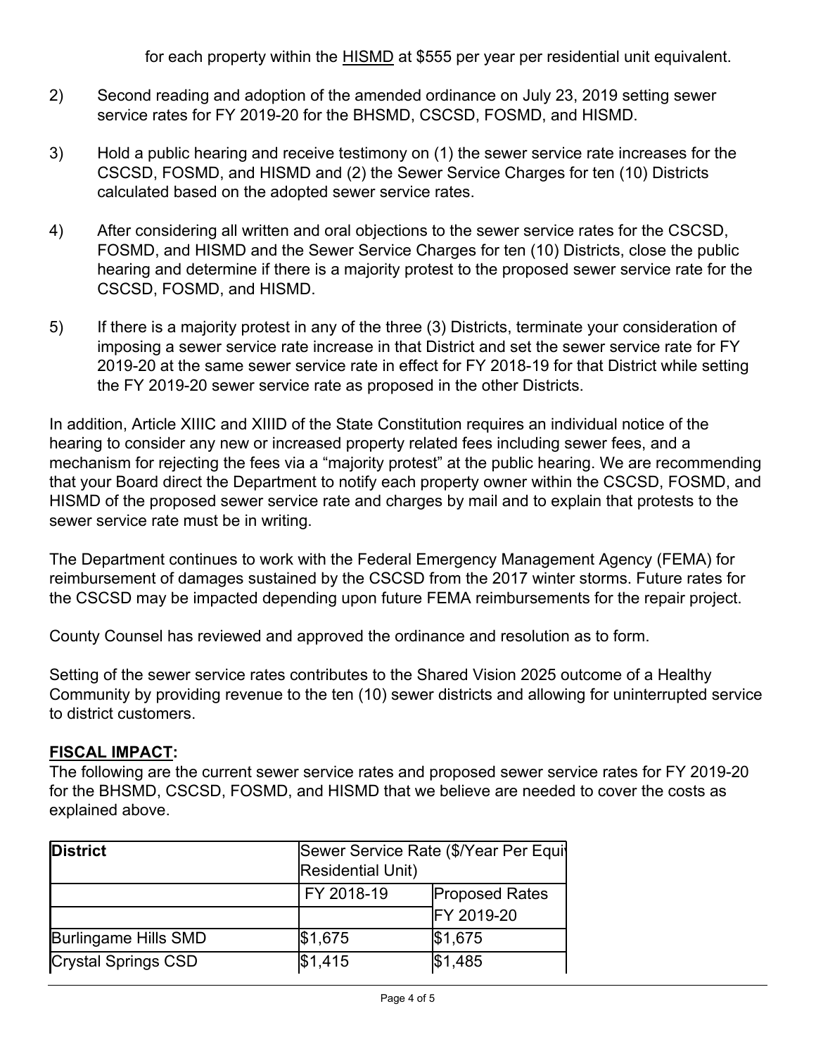for each property within the HISMD at $555 per year per residential unit equivalent.

2) Second reading and adoption of the amended ordinance on July 23, 2019 setting sewer service rates for FY 2019-20 for the BHSMD, CSCSD, FOSMD, and HISMD.

3) Hold a public hearing and receive testimony on (1) the sewer service rate increases for the CSCSD, FOSMD, and HISMD and (2) the Sewer Service Charges for ten (10) Districts calculated based on the adopted sewer service rates.

4) After considering all written and oral objections to the sewer service rates for the CSCSD, FOSMD, and HISMD and the Sewer Service Charges for ten (10) Districts, close the public hearing and determine if there is a majority protest to the proposed sewer service rate for the CSCSD, FOSMD, and HISMD.

5) If there is a majority protest in any of the three (3) Districts, terminate your consideration of imposing a sewer service rate increase in that District and set the sewer service rate for FY 2019-20 at the same sewer service rate in effect for FY 2018-19 for that District while setting the FY 2019-20 sewer service rate as proposed in the other Districts.

In addition, Article XIIIC and XIIID of the State Constitution requires an individual notice of the hearing to consider any new or increased property related fees including sewer fees, and a mechanism for rejecting the fees via a "majority protest" at the public hearing. We are recommending that your Board direct the Department to notify each property owner within the CSCSD, FOSMD, and HISMD of the proposed sewer service rate and charges by mail and to explain that protests to the sewer service rate must be in writing.

The Department continues to work with the Federal Emergency Management Agency (FEMA) for reimbursement of damages sustained by the CSCSD from the 2017 winter storms. Future rates for the CSCSD may be impacted depending upon future FEMA reimbursements for the repair project.

County Counsel has reviewed and approved the ordinance and resolution as to form.

Setting of the sewer service rates contributes to the Shared Vision 2025 outcome of a Healthy Community by providing revenue to the ten (10) sewer districts and allowing for uninterrupted service to district customers.

**FISCAL IMPACT:**

The following are the current sewer service rates and proposed sewer service rates for FY 2019-20 for the BHSMD, CSCSD, FOSMD, and HISMD that we believe are needed to cover the costs as explained above.

| **District** | Sewer Service Rate ($/Year Per Equiv Residential Unit) | |
|---|---|---|
| | FY 2018-19 | Proposed Rates FY 2019-20 |
| Burlingame Hills SMD | $1,675 | $1,675 |
| Crystal Springs CSD | $1,415 | $1,485 |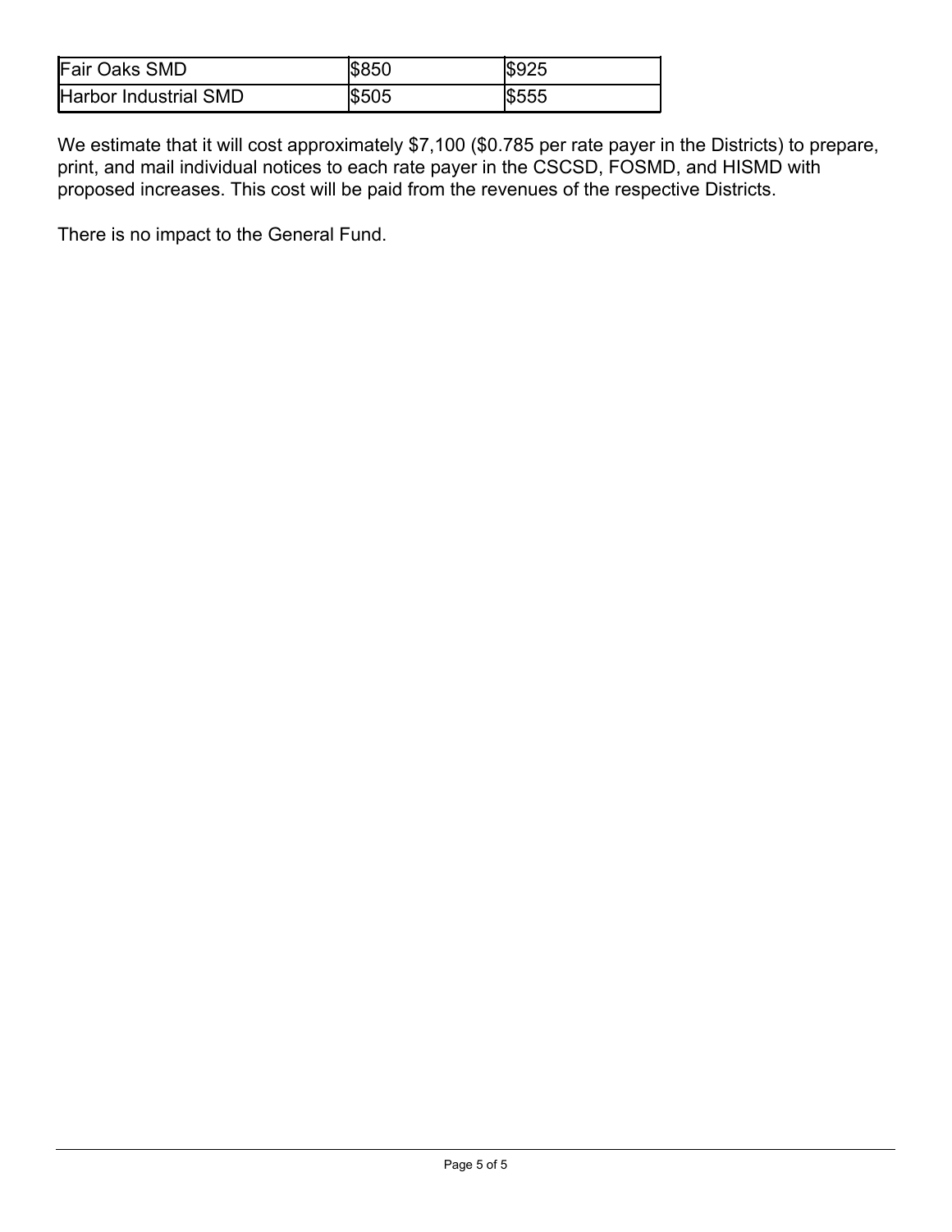| Fair Oaks SMD | $850 | $925 |
|---|---|---|
| Harbor Industrial SMD | $505 | $555 |

We estimate that it will cost approximately $7,100 ($0.785 per rate payer in the Districts) to prepare, print, and mail individual notices to each rate payer in the CSCSD, FOSMD, and HISMD with proposed increases. This cost will be paid from the revenues of the respective Districts.

There is no impact to the General Fund.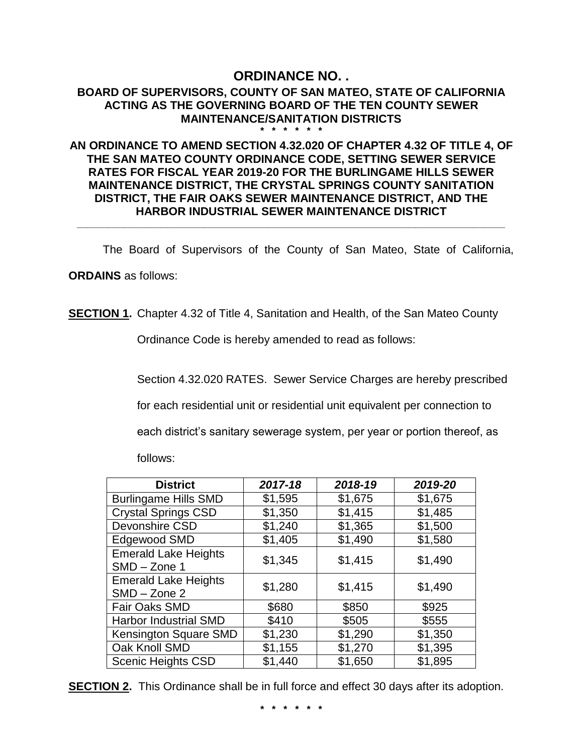# ORDINANCE NO. .

## BOARD OF SUPERVISORS, COUNTY OF SAN MATEO, STATE OF CALIFORNIA ACTING AS THE GOVERNING BOARD OF THE TEN COUNTY SEWER MAINTENANCE/SANITATION DISTRICTS

\* \* \* \* \* \*

## AN ORDINANCE TO AMEND SECTION 4.32.020 OF CHAPTER 4.32 OF TITLE 4, OF THE SAN MATEO COUNTY ORDINANCE CODE, SETTING SEWER SERVICE RATES FOR FISCAL YEAR 2019-20 FOR THE BURLINGAME HILLS SEWER MAINTENANCE DISTRICT, THE CRYSTAL SPRINGS COUNTY SANITATION DISTRICT, THE FAIR OAKS SEWER MAINTENANCE DISTRICT, AND THE HARBOR INDUSTRIAL SEWER MAINTENANCE DISTRICT

---

The Board of Supervisors of the County of San Mateo, State of California, **ORDAINS** as follows:

**SECTION 1.** Chapter 4.32 of Title 4, Sanitation and Health, of the San Mateo County Ordinance Code is hereby amended to read as follows:

Section 4.32.020 RATES. Sewer Service Charges are hereby prescribed for each residential unit or residential unit equivalent per connection to each district's sanitary sewerage system, per year or portion thereof, as follows:

| District | *2017-18* | *2018-19* | *2019-20* |
|---|---|---|---|
| Burlingame Hills SMD | $1,595 | $1,675 | $1,675 |
| Crystal Springs CSD | $1,350 | $1,415 | $1,485 |
| Devonshire CSD | $1,240 | $1,365 | $1,500 |
| Edgewood SMD | $1,405 | $1,490 | $1,580 |
| Emerald Lake Heights SMD – Zone 1 | $1,345 | $1,415 | $1,490 |
| Emerald Lake Heights SMD – Zone 2 | $1,280 | $1,415 | $1,490 |
| Fair Oaks SMD | $680 | $850 | $925 |
| Harbor Industrial SMD | $410 | $505 | $555 |
| Kensington Square SMD | $1,230 | $1,290 | $1,350 |
| Oak Knoll SMD | $1,155 | $1,270 | $1,395 |
| Scenic Heights CSD | $1,440 | $1,650 | $1,895 |

**SECTION 2.** This Ordinance shall be in full force and effect 30 days after its adoption.

\* \* \* \* \* \*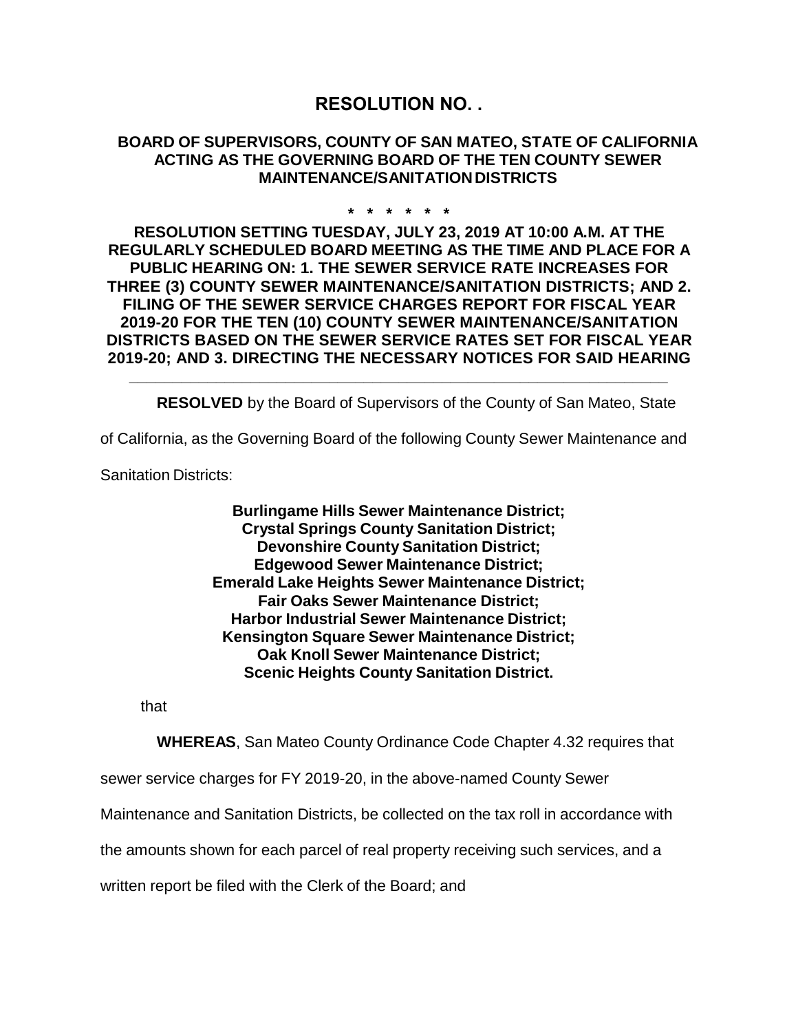# RESOLUTION NO. .

## BOARD OF SUPERVISORS, COUNTY OF SAN MATEO, STATE OF CALIFORNIA ACTING AS THE GOVERNING BOARD OF THE TEN COUNTY SEWER MAINTENANCE/SANITATION DISTRICTS

\* \* \* \* \* \* \*

**RESOLUTION SETTING TUESDAY, JULY 23, 2019 AT 10:00 A.M. AT THE REGULARLY SCHEDULED BOARD MEETING AS THE TIME AND PLACE FOR A PUBLIC HEARING ON: 1. THE SEWER SERVICE RATE INCREASES FOR THREE (3) COUNTY SEWER MAINTENANCE/SANITATION DISTRICTS; AND 2. FILING OF THE SEWER SERVICE CHARGES REPORT FOR FISCAL YEAR 2019-20 FOR THE TEN (10) COUNTY SEWER MAINTENANCE/SANITATION DISTRICTS BASED ON THE SEWER SERVICE RATES SET FOR FISCAL YEAR 2019-20; AND 3. DIRECTING THE NECESSARY NOTICES FOR SAID HEARING**

---

**RESOLVED** by the Board of Supervisors of the County of San Mateo, State of California, as the Governing Board of the following County Sewer Maintenance and Sanitation Districts:

**Burlingame Hills Sewer Maintenance District;**
**Crystal Springs County Sanitation District;**
**Devonshire County Sanitation District;**
**Edgewood Sewer Maintenance District;**
**Emerald Lake Heights Sewer Maintenance District;**
**Fair Oaks Sewer Maintenance District;**
**Harbor Industrial Sewer Maintenance District;**
**Kensington Square Sewer Maintenance District;**
**Oak Knoll Sewer Maintenance District;**
**Scenic Heights County Sanitation District.**

that

**WHEREAS**, San Mateo County Ordinance Code Chapter 4.32 requires that sewer service charges for FY 2019-20, in the above-named County Sewer Maintenance and Sanitation Districts, be collected on the tax roll in accordance with the amounts shown for each parcel of real property receiving such services, and a written report be filed with the Clerk of the Board; and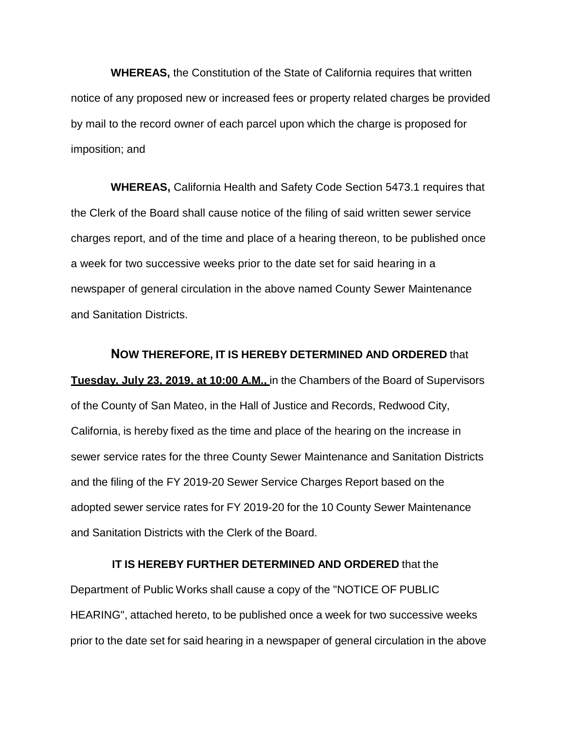**WHEREAS,** the Constitution of the State of California requires that written notice of any proposed new or increased fees or property related charges be provided by mail to the record owner of each parcel upon which the charge is proposed for imposition; and

**WHEREAS,** California Health and Safety Code Section 5473.1 requires that the Clerk of the Board shall cause notice of the filing of said written sewer service charges report, and of the time and place of a hearing thereon, to be published once a week for two successive weeks prior to the date set for said hearing in a newspaper of general circulation in the above named County Sewer Maintenance and Sanitation Districts.

**NOW THEREFORE, IT IS HEREBY DETERMINED AND ORDERED** that **Tuesday, July 23, 2019, at 10:00 A.M.,** in the Chambers of the Board of Supervisors of the County of San Mateo, in the Hall of Justice and Records, Redwood City, California, is hereby fixed as the time and place of the hearing on the increase in sewer service rates for the three County Sewer Maintenance and Sanitation Districts and the filing of the FY 2019-20 Sewer Service Charges Report based on the adopted sewer service rates for FY 2019-20 for the 10 County Sewer Maintenance and Sanitation Districts with the Clerk of the Board.

**IT IS HEREBY FURTHER DETERMINED AND ORDERED** that the Department of Public Works shall cause a copy of the "NOTICE OF PUBLIC HEARING", attached hereto, to be published once a week for two successive weeks prior to the date set for said hearing in a newspaper of general circulation in the above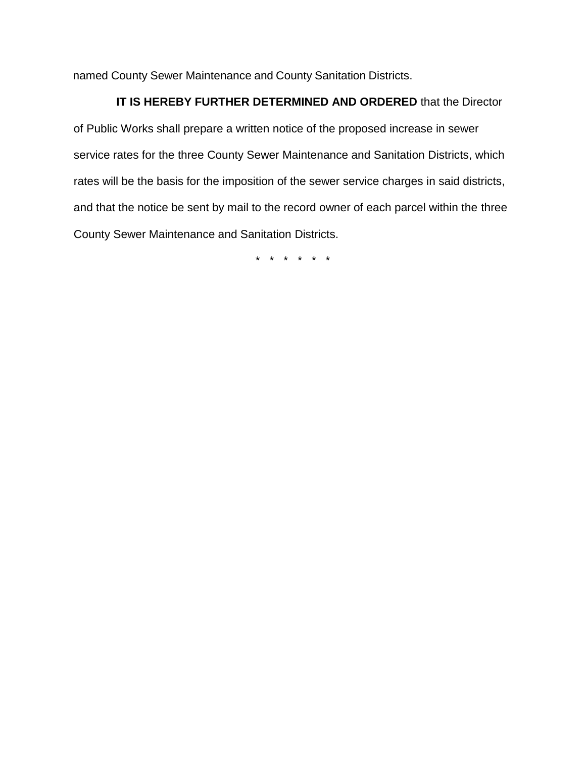named County Sewer Maintenance and County Sanitation Districts.

**IT IS HEREBY FURTHER DETERMINED AND ORDERED** that the Director of Public Works shall prepare a written notice of the proposed increase in sewer service rates for the three County Sewer Maintenance and Sanitation Districts, which rates will be the basis for the imposition of the sewer service charges in said districts, and that the notice be sent by mail to the record owner of each parcel within the three County Sewer Maintenance and Sanitation Districts.

\* \* \* \* \* \*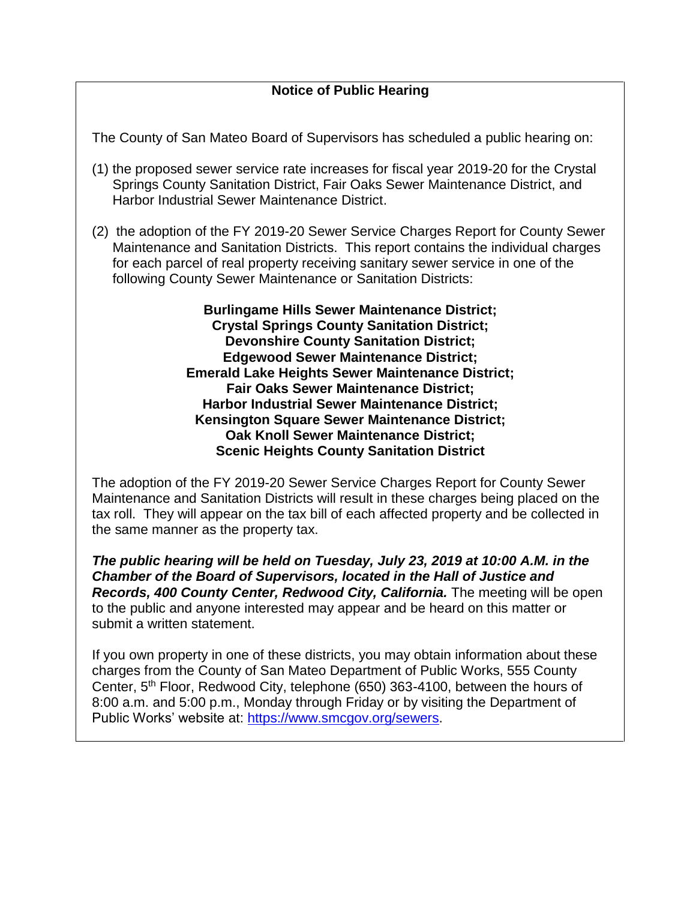## Notice of Public Hearing

The County of San Mateo Board of Supervisors has scheduled a public hearing on:

(1) the proposed sewer service rate increases for fiscal year 2019-20 for the Crystal Springs County Sanitation District, Fair Oaks Sewer Maintenance District, and Harbor Industrial Sewer Maintenance District.

(2) the adoption of the FY 2019-20 Sewer Service Charges Report for County Sewer Maintenance and Sanitation Districts. This report contains the individual charges for each parcel of real property receiving sanitary sewer service in one of the following County Sewer Maintenance or Sanitation Districts:

**Burlingame Hills Sewer Maintenance District;**
**Crystal Springs County Sanitation District;**
**Devonshire County Sanitation District;**
**Edgewood Sewer Maintenance District;**
**Emerald Lake Heights Sewer Maintenance District;**
**Fair Oaks Sewer Maintenance District;**
**Harbor Industrial Sewer Maintenance District;**
**Kensington Square Sewer Maintenance District;**
**Oak Knoll Sewer Maintenance District;**
**Scenic Heights County Sanitation District**

The adoption of the FY 2019-20 Sewer Service Charges Report for County Sewer Maintenance and Sanitation Districts will result in these charges being placed on the tax roll. They will appear on the tax bill of each affected property and be collected in the same manner as the property tax.

***The public hearing will be held on Tuesday, July 23, 2019 at 10:00 A.M. in the Chamber of the Board of Supervisors, located in the Hall of Justice and Records, 400 County Center, Redwood City, California.*** The meeting will be open to the public and anyone interested may appear and be heard on this matter or submit a written statement.

If you own property in one of these districts, you may obtain information about these charges from the County of San Mateo Department of Public Works, 555 County Center, 5th Floor, Redwood City, telephone (650) 363-4100, between the hours of 8:00 a.m. and 5:00 p.m., Monday through Friday or by visiting the Department of Public Works' website at: https://www.smcgov.org/sewers.